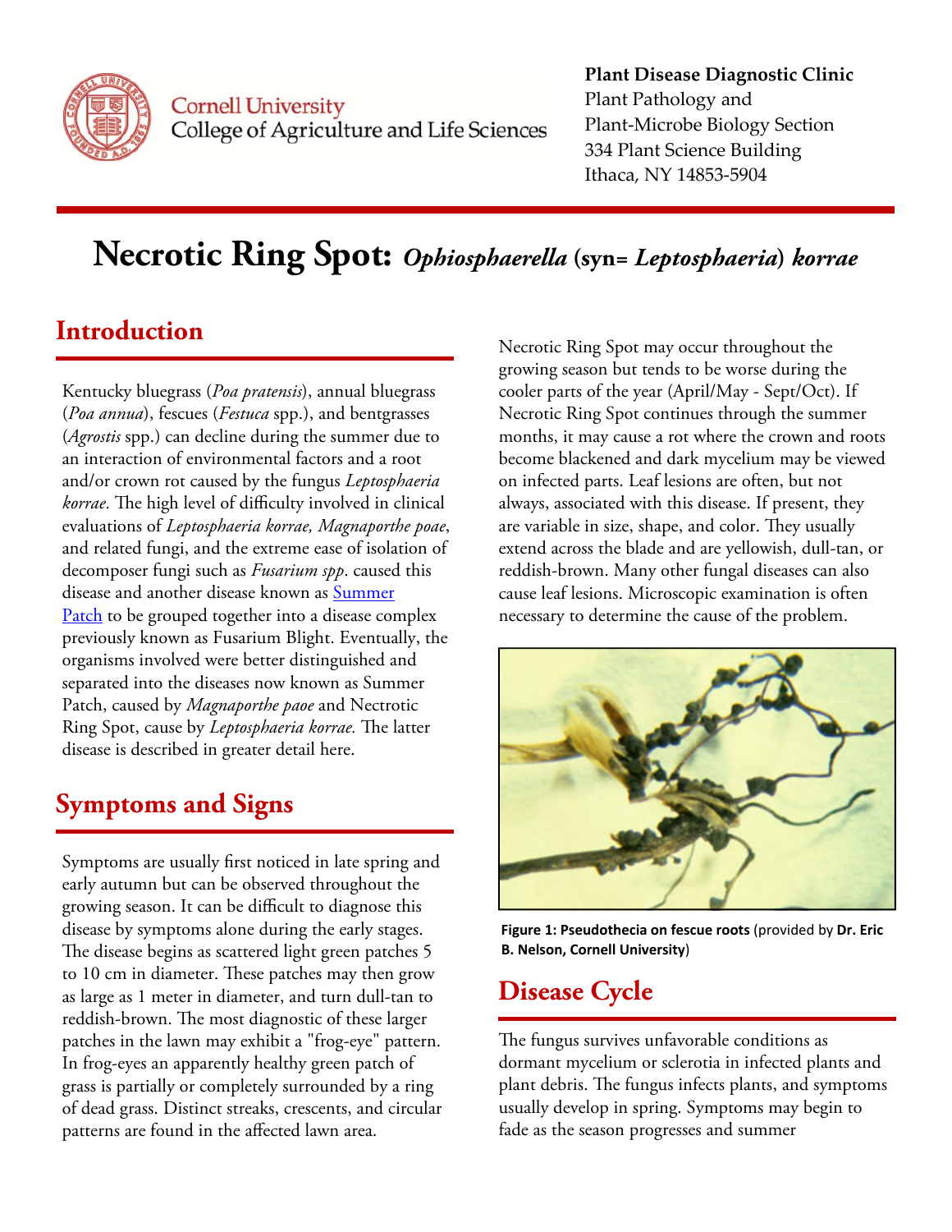Cornell University
College of Agriculture and Life Sciences

**Plant Disease Diagnostic Clinic**
Plant Pathology and
Plant-Microbe Biology Section
334 Plant Science Building
Ithaca, NY 14853-5904

# Necrotic Ring Spot: *Ophiosphaerella* (syn= *Leptosphaeria*) *korrae*

## Introduction

Kentucky bluegrass (*Poa pratensis*), annual bluegrass (*Poa annua*), fescues (*Festuca* spp.), and bentgrasses (*Agrostis* spp.) can decline during the summer due to an interaction of environmental factors and a root and/or crown rot caused by the fungus *Leptosphaeria korrae*. The high level of difficulty involved in clinical evaluations of *Leptosphaeria korrae, Magnaporthe poae*, and related fungi, and the extreme ease of isolation of decomposer fungi such as *Fusarium spp*. caused this disease and another disease known as Summer Patch to be grouped together into a disease complex previously known as Fusarium Blight. Eventually, the organisms involved were better distinguished and separated into the diseases now known as Summer Patch, caused by *Magnaporthe paoe* and Nectrotic Ring Spot, cause by *Leptosphaeria korrae.* The latter disease is described in greater detail here.

## Symptoms and Signs

Symptoms are usually first noticed in late spring and early autumn but can be observed throughout the growing season. It can be difficult to diagnose this disease by symptoms alone during the early stages. The disease begins as scattered light green patches 5 to 10 cm in diameter. These patches may then grow as large as 1 meter in diameter, and turn dull-tan to reddish-brown. The most diagnostic of these larger patches in the lawn may exhibit a "frog-eye" pattern. In frog-eyes an apparently healthy green patch of grass is partially or completely surrounded by a ring of dead grass. Distinct streaks, crescents, and circular patterns are found in the affected lawn area.

Necrotic Ring Spot may occur throughout the growing season but tends to be worse during the cooler parts of the year (April/May - Sept/Oct). If Necrotic Ring Spot continues through the summer months, it may cause a rot where the crown and roots become blackened and dark mycelium may be viewed on infected parts. Leaf lesions are often, but not always, associated with this disease. If present, they are variable in size, shape, and color. They usually extend across the blade and are yellowish, dull-tan, or reddish-brown. Many other fungal diseases can also cause leaf lesions. Microscopic examination is often necessary to determine the cause of the problem.

**Figure 1: Pseudothecia on fescue roots** (provided by **Dr. Eric B. Nelson, Cornell University**)

## Disease Cycle

The fungus survives unfavorable conditions as dormant mycelium or sclerotia in infected plants and plant debris. The fungus infects plants, and symptoms usually develop in spring. Symptoms may begin to fade as the season progresses and summer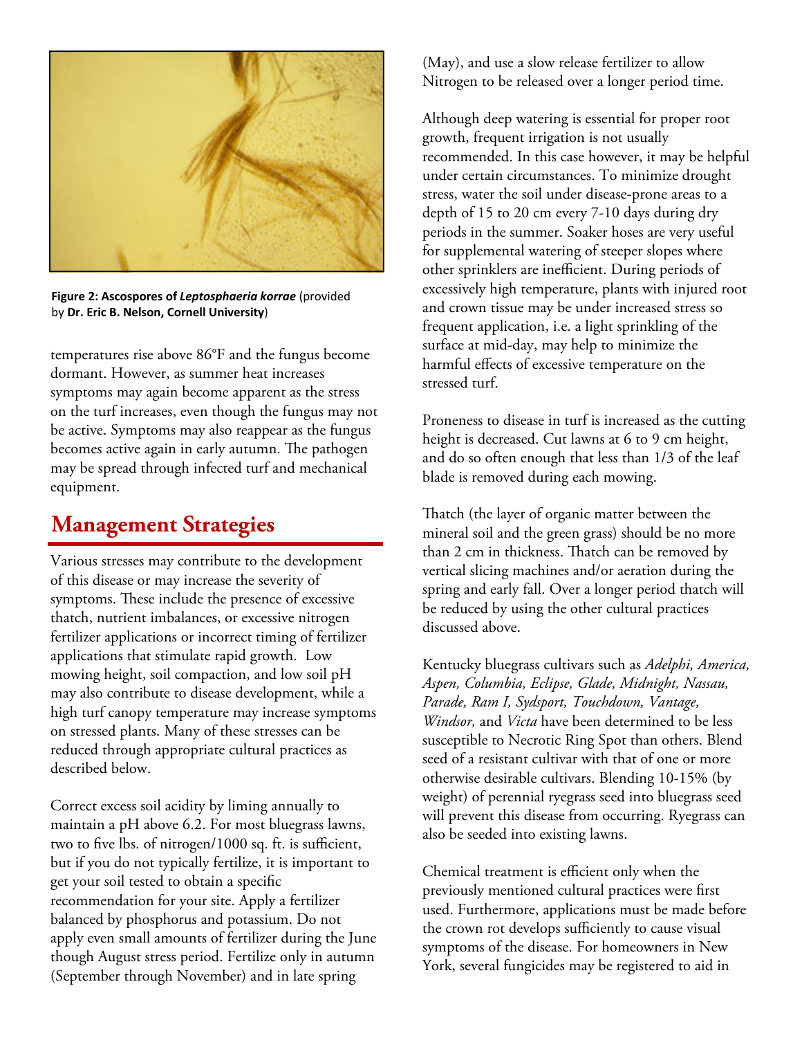**Figure 2: Ascospores of *Leptosphaeria korrae*** (provided by **Dr. Eric B. Nelson, Cornell University**)

temperatures rise above 86°F and the fungus become dormant. However, as summer heat increases symptoms may again become apparent as the stress on the turf increases, even though the fungus may not be active. Symptoms may also reappear as the fungus becomes active again in early autumn. The pathogen may be spread through infected turf and mechanical equipment.

## Management Strategies

Various stresses may contribute to the development of this disease or may increase the severity of symptoms. These include the presence of excessive thatch, nutrient imbalances, or excessive nitrogen fertilizer applications or incorrect timing of fertilizer applications that stimulate rapid growth. Low mowing height, soil compaction, and low soil pH may also contribute to disease development, while a high turf canopy temperature may increase symptoms on stressed plants. Many of these stresses can be reduced through appropriate cultural practices as described below.

Correct excess soil acidity by liming annually to maintain a pH above 6.2. For most bluegrass lawns, two to five lbs. of nitrogen/1000 sq. ft. is sufficient, but if you do not typically fertilize, it is important to get your soil tested to obtain a specific recommendation for your site. Apply a fertilizer balanced by phosphorus and potassium. Do not apply even small amounts of fertilizer during the June though August stress period. Fertilize only in autumn (September through November) and in late spring (May), and use a slow release fertilizer to allow Nitrogen to be released over a longer period time.

Although deep watering is essential for proper root growth, frequent irrigation is not usually recommended. In this case however, it may be helpful under certain circumstances. To minimize drought stress, water the soil under disease-prone areas to a depth of 15 to 20 cm every 7-10 days during dry periods in the summer. Soaker hoses are very useful for supplemental watering of steeper slopes where other sprinklers are inefficient. During periods of excessively high temperature, plants with injured root and crown tissue may be under increased stress so frequent application, i.e. a light sprinkling of the surface at mid-day, may help to minimize the harmful effects of excessive temperature on the stressed turf.

Proneness to disease in turf is increased as the cutting height is decreased. Cut lawns at 6 to 9 cm height, and do so often enough that less than 1/3 of the leaf blade is removed during each mowing.

Thatch (the layer of organic matter between the mineral soil and the green grass) should be no more than 2 cm in thickness. Thatch can be removed by vertical slicing machines and/or aeration during the spring and early fall. Over a longer period thatch will be reduced by using the other cultural practices discussed above.

Kentucky bluegrass cultivars such as *Adelphi, America, Aspen, Columbia, Eclipse, Glade, Midnight, Nassau, Parade, Ram I, Sydsport, Touchdown, Vantage, Windsor,* and *Victa* have been determined to be less susceptible to Necrotic Ring Spot than others. Blend seed of a resistant cultivar with that of one or more otherwise desirable cultivars. Blending 10-15% (by weight) of perennial ryegrass seed into bluegrass seed will prevent this disease from occurring. Ryegrass can also be seeded into existing lawns.

Chemical treatment is efficient only when the previously mentioned cultural practices were first used. Furthermore, applications must be made before the crown rot develops sufficiently to cause visual symptoms of the disease. For homeowners in New York, several fungicides may be registered to aid in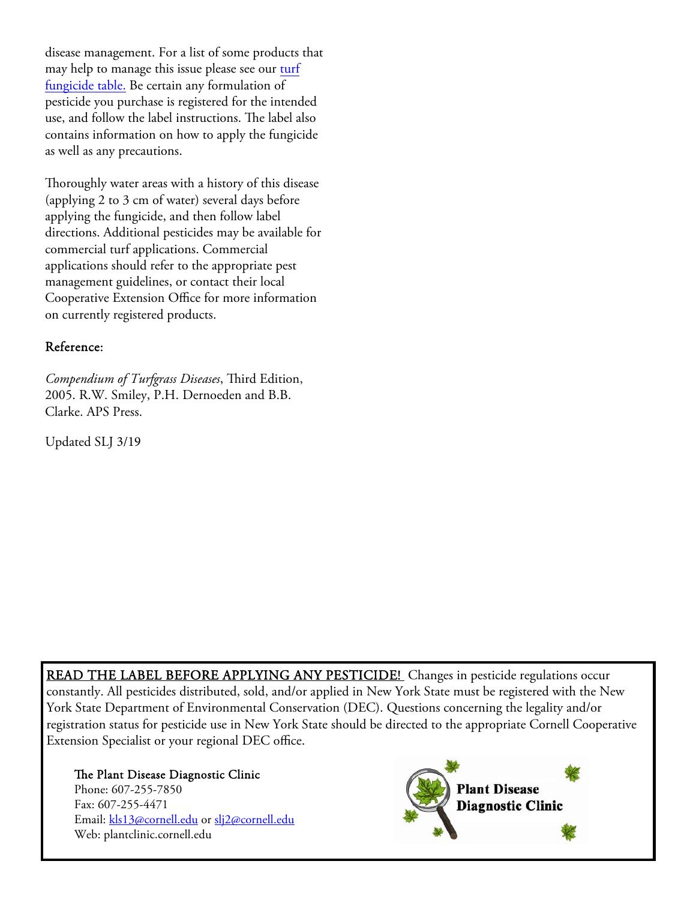disease management. For a list of some products that may help to manage this issue please see our turf fungicide table. Be certain any formulation of pesticide you purchase is registered for the intended use, and follow the label instructions. The label also contains information on how to apply the fungicide as well as any precautions.

Thoroughly water areas with a history of this disease (applying 2 to 3 cm of water) several days before applying the fungicide, and then follow label directions. Additional pesticides may be available for commercial turf applications. Commercial applications should refer to the appropriate pest management guidelines, or contact their local Cooperative Extension Office for more information on currently registered products.

## Reference:

*Compendium of Turfgrass Diseases*, Third Edition, 2005. R.W. Smiley, P.H. Dernoeden and B.B. Clarke. APS Press.

Updated SLJ 3/19

READ THE LABEL BEFORE APPLYING ANY PESTICIDE! Changes in pesticide regulations occur constantly. All pesticides distributed, sold, and/or applied in New York State must be registered with the New York State Department of Environmental Conservation (DEC). Questions concerning the legality and/or registration status for pesticide use in New York State should be directed to the appropriate Cornell Cooperative Extension Specialist or your regional DEC office.

The Plant Disease Diagnostic Clinic
Phone: 607-255-7850
Fax: 607-255-4471
Email: kls13@cornell.edu or slj2@cornell.edu
Web: plantclinic.cornell.edu

Plant Disease Diagnostic Clinic